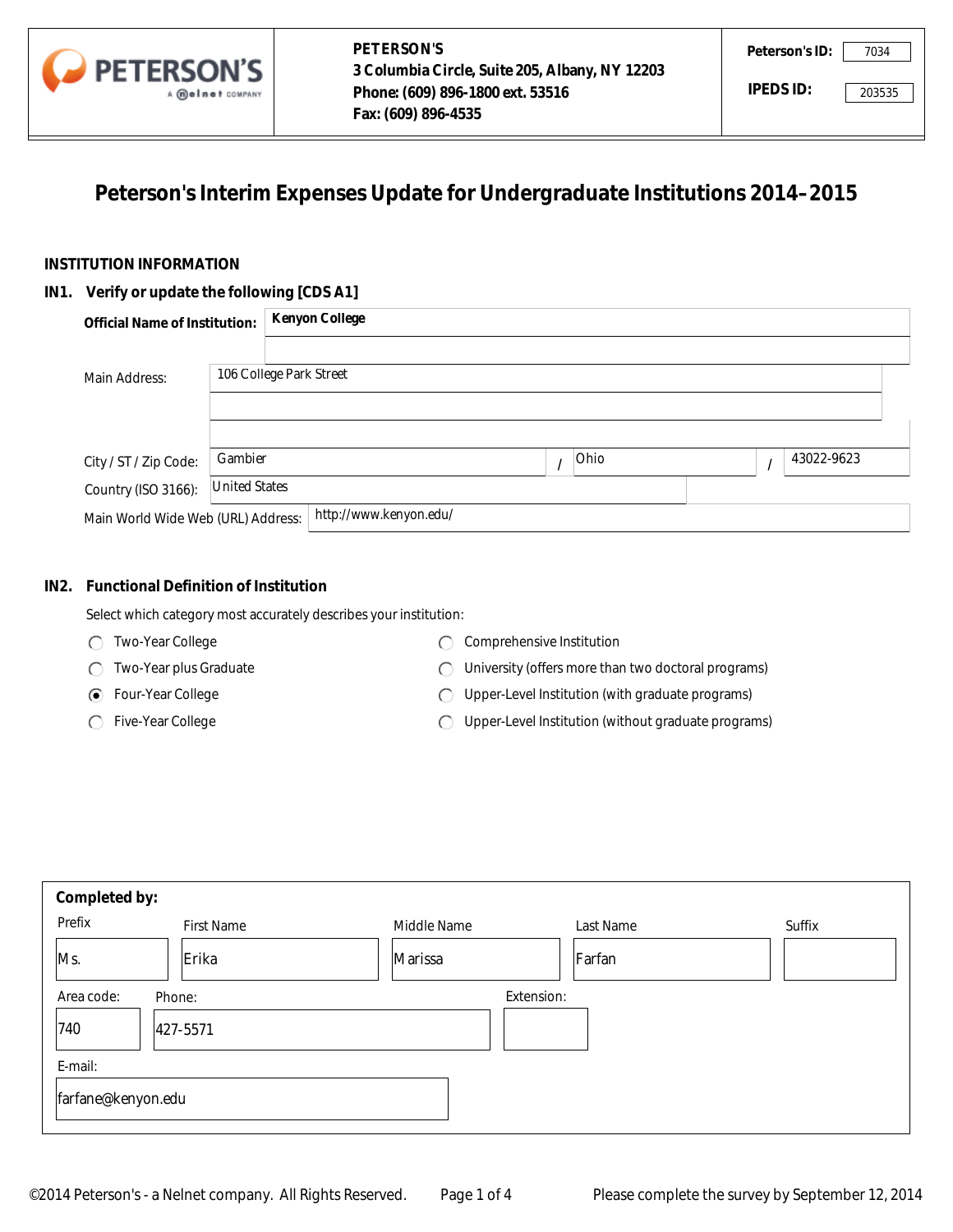PETERSON'S
3 Columbia Circle, Suite 205, Albany, NY 12203
Phone: (609) 896-1800 ext. 53516
Fax: (609) 896-4535

**Peterson's ID:** 7034

**IPEDS ID:** 203535

# Peterson's Interim Expenses Update for Undergraduate Institutions 2014–2015

## INSTITUTION INFORMATION

### IN1. Verify or update the following [CDS A1]

**Official Name of Institution:** Kenyon College

Main Address: 106 College Park Street

City / ST / Zip Code: Gambier / Ohio / 43022-9623

Country (ISO 3166): United States

Main World Wide Web (URL) Address: http://www.kenyon.edu/

### IN2. Functional Definition of Institution

Select which category most accurately describes your institution:

- ○ Two-Year College
- ○ Two-Year plus Graduate
- ● Four-Year College
- ○ Five-Year College
- ○ Comprehensive Institution
- ○ University (offers more than two doctoral programs)
- ○ Upper-Level Institution (with graduate programs)
- ○ Upper-Level Institution (without graduate programs)

**Completed by:**

| Prefix | First Name | Middle Name | Last Name | Suffix |
| --- | --- | --- | --- | --- |
| Ms. | Erika | Marissa | Farfan | |

| Area code: | Phone: | Extension: |
| --- | --- | --- |
| 740 | 427-5571 | |

E-mail: farfane@kenyon.edu

©2014 Peterson's - a Nelnet company. All Rights Reserved. Please complete the survey by September 12, 2014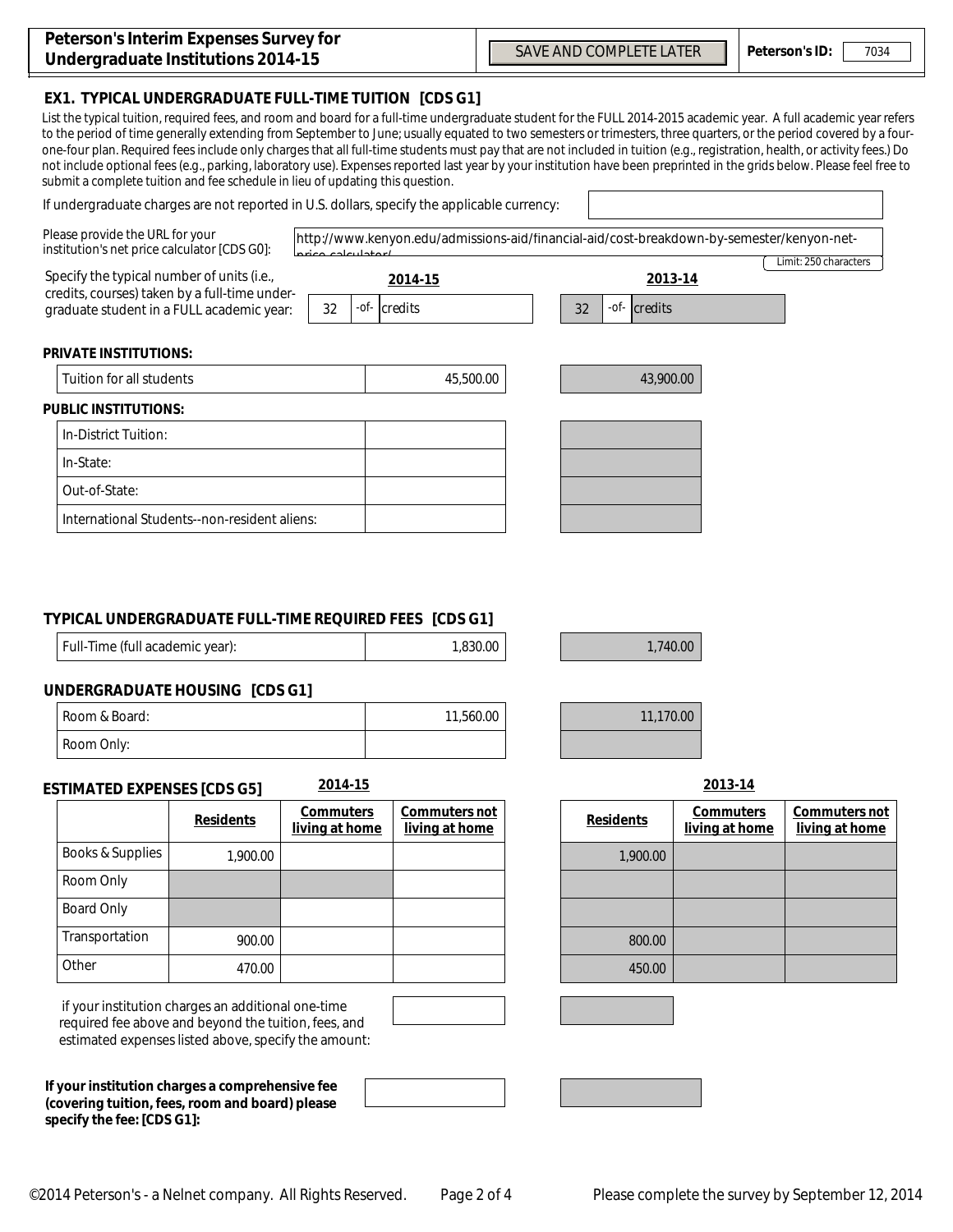# Peterson's Interim Expenses Survey for Undergraduate Institutions 2014-15

SAVE AND COMPLETE LATER

**Peterson's ID:** 7034

## EX1. TYPICAL UNDERGRADUATE FULL-TIME TUITION [CDS G1]

List the typical tuition, required fees, and room and board for a full-time undergraduate student for the FULL 2014-2015 academic year. A full academic year refers to the period of time generally extending from September to June; usually equated to two semesters or trimesters, three quarters, or the period covered by a four-one-four plan. Required fees include only charges that all full-time students must pay that are not included in tuition (e.g., registration, health, or activity fees.) Do not include optional fees (e.g., parking, laboratory use). Expenses reported last year by your institution have been preprinted in the grids below. Please feel free to submit a complete tuition and fee schedule in lieu of updating this question.

If undergraduate charges are not reported in U.S. dollars, specify the applicable currency:

Please provide the URL for your institution's net price calculator [CDS G0]: http://www.kenyon.edu/admissions-aid/financial-aid/cost-breakdown-by-semester/kenyon-net-price-calculator/

Limit: 250 characters

| Specify the typical number of units (i.e., credits, courses) taken by a full-time undergraduate student in a FULL academic year: | 2014-15 | 2013-14 |
|---|---|---|
| | 32 -of- credits | 32 -of- credits |

**PRIVATE INSTITUTIONS:**

| | 2014-15 | 2013-14 |
|---|---|---|
| Tuition for all students | 45,500.00 | 43,900.00 |

**PUBLIC INSTITUTIONS:**

| | 2014-15 | 2013-14 |
|---|---|---|
| In-District Tuition: | | |
| In-State: | | |
| Out-of-State: | | |
| International Students--non-resident aliens: | | |

### TYPICAL UNDERGRADUATE FULL-TIME REQUIRED FEES [CDS G1]

| | 2014-15 | 2013-14 |
|---|---|---|
| Full-Time (full academic year): | 1,830.00 | 1,740.00 |

### UNDERGRADUATE HOUSING [CDS G1]

| | 2014-15 | 2013-14 |
|---|---|---|
| Room & Board: | 11,560.00 | 11,170.00 |
| Room Only: | | |

### ESTIMATED EXPENSES [CDS G5]

| | 2014-15 Residents | 2014-15 Commuters living at home | 2014-15 Commuters not living at home | 2013-14 Residents | 2013-14 Commuters living at home | 2013-14 Commuters not living at home |
|---|---|---|---|---|---|---|
| Books & Supplies | 1,900.00 | | | 1,900.00 | | |
| Room Only | | | | | | |
| Board Only | | | | | | |
| Transportation | 900.00 | | | 800.00 | | |
| Other | 470.00 | | | 450.00 | | |

if your institution charges an additional one-time required fee above and beyond the tuition, fees, and estimated expenses listed above, specify the amount:

**If your institution charges a comprehensive fee (covering tuition, fees, room and board) please specify the fee: [CDS G1]:**

Please complete the survey by September 12, 2014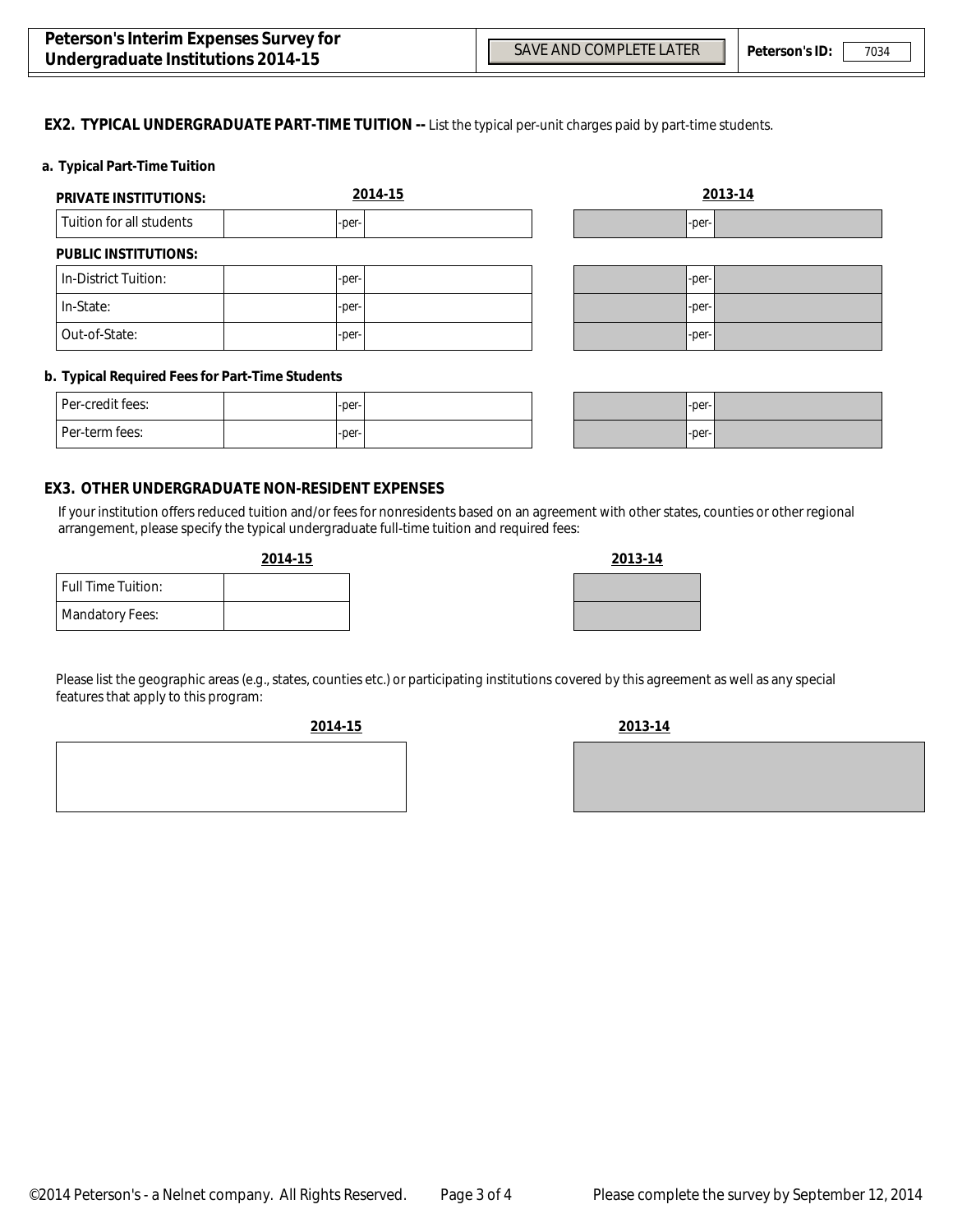**EX2. TYPICAL UNDERGRADUATE PART-TIME TUITION --** List the typical per-unit charges paid by part-time students.

**a. Typical Part-Time Tuition**

| **PRIVATE INSTITUTIONS:** | **2014-15** | | | **2013-14** | | |
|---|---|---|---|---|---|---|
| Tuition for all students | | -per- | | | -per- | |
| **PUBLIC INSTITUTIONS:** | | | | | | |
| In-District Tuition: | | -per- | | | -per- | |
| In-State: | | -per- | | | -per- | |
| Out-of-State: | | -per- | | | -per- | |

**b. Typical Required Fees for Part-Time Students**

| | **2014-15** | | | **2013-14** | | |
|---|---|---|---|---|---|---|
| Per-credit fees: | | -per- | | | -per- | |
| Per-term fees: | | -per- | | | -per- | |

## EX3. OTHER UNDERGRADUATE NON-RESIDENT EXPENSES

If your institution offers reduced tuition and/or fees for nonresidents based on an agreement with other states, counties or other regional arrangement, please specify the typical undergraduate full-time tuition and required fees:

| | **2014-15** | **2013-14** |
|---|---|---|
| Full Time Tuition: | | |
| Mandatory Fees: | | |

Please list the geographic areas (e.g., states, counties etc.) or participating institutions covered by this agreement as well as any special features that apply to this program:

| **2014-15** | **2013-14** |
|---|---|
| | |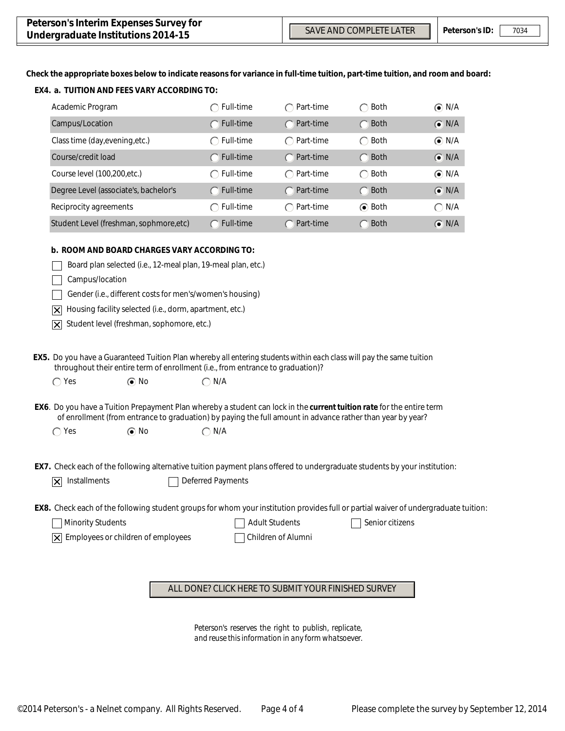Check the appropriate boxes below to indicate reasons for variance in full-time tuition, part-time tuition, and room and board:

**EX4. a. TUITION AND FEES VARY ACCORDING TO:**

| | Full-time | Part-time | Both | N/A |
|---|---|---|---|---|
| Academic Program | ○ | ○ | ○ | ◉ |
| Campus/Location | ○ | ○ | ○ | ◉ |
| Class time (day,evening,etc.) | ○ | ○ | ○ | ◉ |
| Course/credit load | ○ | ○ | ○ | ◉ |
| Course level (100,200,etc.) | ○ | ○ | ○ | ◉ |
| Degree Level (associate's, bachelor's | ○ | ○ | ○ | ◉ |
| Reciprocity agreements | ○ | ○ | ◉ | ○ |
| Student Level (freshman, sophmore,etc) | ○ | ○ | ○ | ◉ |

**b. ROOM AND BOARD CHARGES VARY ACCORDING TO:**

- [ ] Board plan selected (i.e., 12-meal plan, 19-meal plan, etc.)
- [ ] Campus/location
- [ ] Gender (i.e., different costs for men's/women's housing)
- [x] Housing facility selected (i.e., dorm, apartment, etc.)
- [x] Student level (freshman, sophomore, etc.)

**EX5.** Do you have a Guaranteed Tuition Plan whereby all entering students within each class will pay the same tuition throughout their entire term of enrollment (i.e., from entrance to graduation)?

○ Yes ◉ No ○ N/A

**EX6**. Do you have a Tuition Prepayment Plan whereby a student can lock in the **current tuition rate** for the entire term of enrollment (from entrance to graduation) by paying the full amount in advance rather than year by year?

○ Yes ◉ No ○ N/A

**EX7.** Check each of the following alternative tuition payment plans offered to undergraduate students by your institution:

- [x] Installments
- [ ] Deferred Payments

**EX8.** Check each of the following student groups for whom your institution provides full or partial waiver of undergraduate tuition:

- [ ] Minority Students
- [ ] Adult Students
- [ ] Senior citizens
- [x] Employees or children of employees
- [ ] Children of Alumni

ALL DONE? CLICK HERE TO SUBMIT YOUR FINISHED SURVEY

*Peterson's reserves the right to publish, replicate, and reuse this information in any form whatsoever.*